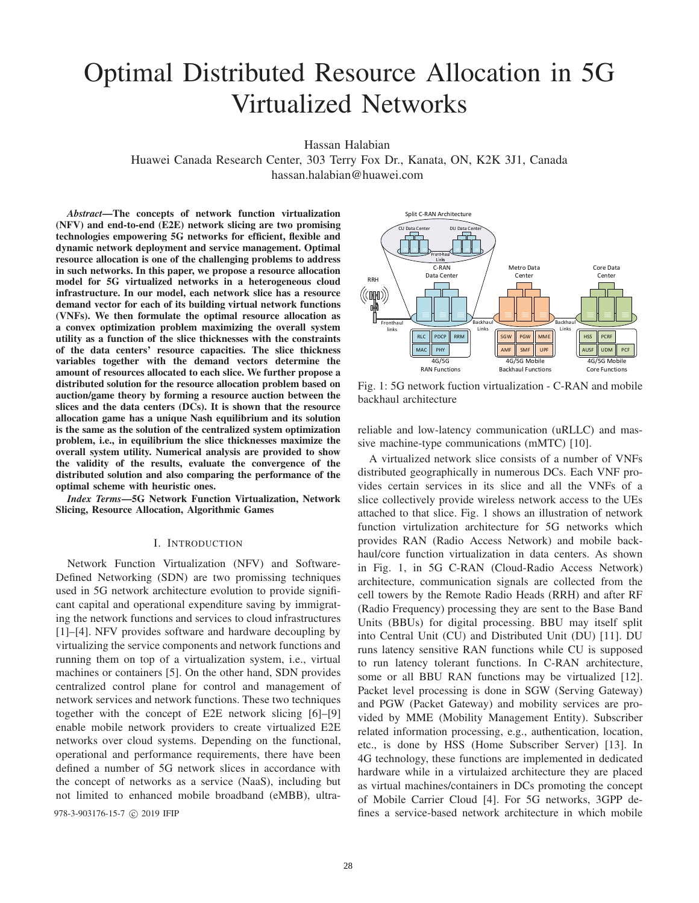# Optimal Distributed Resource Allocation in 5G Virtualized Networks

Hassan Halabian
Huawei Canada Research Center, 303 Terry Fox Dr., Kanata, ON, K2K 3J1, Canada
hassan.halabian@huawei.com

***Abstract*—The concepts of network function virtualization (NFV) and end-to-end (E2E) network slicing are two promising technologies empowering 5G networks for efficient, flexible and dynamic network deployment and service management. Optimal resource allocation is one of the challenging problems to address in such networks. In this paper, we propose a resource allocation model for 5G virtualized networks in a heterogeneous cloud infrastructure. In our model, each network slice has a resource demand vector for each of its building virtual network functions (VNFs). We then formulate the optimal resource allocation as a convex optimization problem maximizing the overall system utility as a function of the slice thicknesses with the constraints of the data centers' resource capacities. The slice thickness variables together with the demand vectors determine the amount of resources allocated to each slice. We further propose a distributed solution for the resource allocation problem based on auction/game theory by forming a resource auction between the slices and the data centers (DCs). It is shown that the resource allocation game has a unique Nash equilibrium and its solution is the same as the solution of the centralized system optimization problem, i.e., in equilibrium the slice thicknesses maximize the overall system utility. Numerical analysis are provided to show the validity of the results, evaluate the convergence of the distributed solution and also comparing the performance of the optimal scheme with heuristic ones.**

***Index Terms*—5G Network Function Virtualization, Network Slicing, Resource Allocation, Algorithmic Games**

## I. Introduction

Network Function Virtualization (NFV) and Software-Defined Networking (SDN) are two promissing techniques used in 5G network architecture evolution to provide significant capital and operational expenditure saving by immigrating the network functions and services to cloud infrastructures [1]–[4]. NFV provides software and hardware decoupling by virtualizing the service components and network functions and running them on top of a virtualization system, i.e., virtual machines or containers [5]. On the other hand, SDN provides centralized control plane for control and management of network services and network functions. These two techniques together with the concept of E2E network slicing [6]–[9] enable mobile network providers to create virtualized E2E networks over cloud systems. Depending on the functional, operational and performance requirements, there have been defined a number of 5G network slices in accordance with the concept of networks as a service (NaaS), including but not limited to enhanced mobile broadband (eMBB), ultra-reliable and low-latency communication (uRLLC) and massive machine-type communications (mMTC) [10].

Fig. 1: 5G network fuction virtualization - C-RAN and mobile backhaul architecture

A virtualized network slice consists of a number of VNFs distributed geographically in numerous DCs. Each VNF provides certain services in its slice and all the VNFs of a slice collectively provide wireless network access to the UEs attached to that slice. Fig. 1 shows an illustration of network function virtulization architecture for 5G networks which provides RAN (Radio Access Network) and mobile backhaul/core function virtualization in data centers. As shown in Fig. 1, in 5G C-RAN (Cloud-Radio Access Network) architecture, communication signals are collected from the cell towers by the Remote Radio Heads (RRH) and after RF (Radio Frequency) processing they are sent to the Base Band Units (BBUs) for digital processing. BBU may itself split into Central Unit (CU) and Distributed Unit (DU) [11]. DU runs latency sensitive RAN functions while CU is supposed to run latency tolerant functions. In C-RAN architecture, some or all BBU RAN functions may be virtualized [12]. Packet level processing is done in SGW (Serving Gateway) and PGW (Packet Gateway) and mobility services are provided by MME (Mobility Management Entity). Subscriber related information processing, e.g., authentication, location, etc., is done by HSS (Home Subscriber Server) [13]. In 4G technology, these functions are implemented in dedicated hardware while in a virtulaized architecture they are placed as virtual machines/containers in DCs promoting the concept of Mobile Carrier Cloud [4]. For 5G networks, 3GPP defines a service-based network architecture in which mobile

978-3-903176-15-7 © 2019 IFIP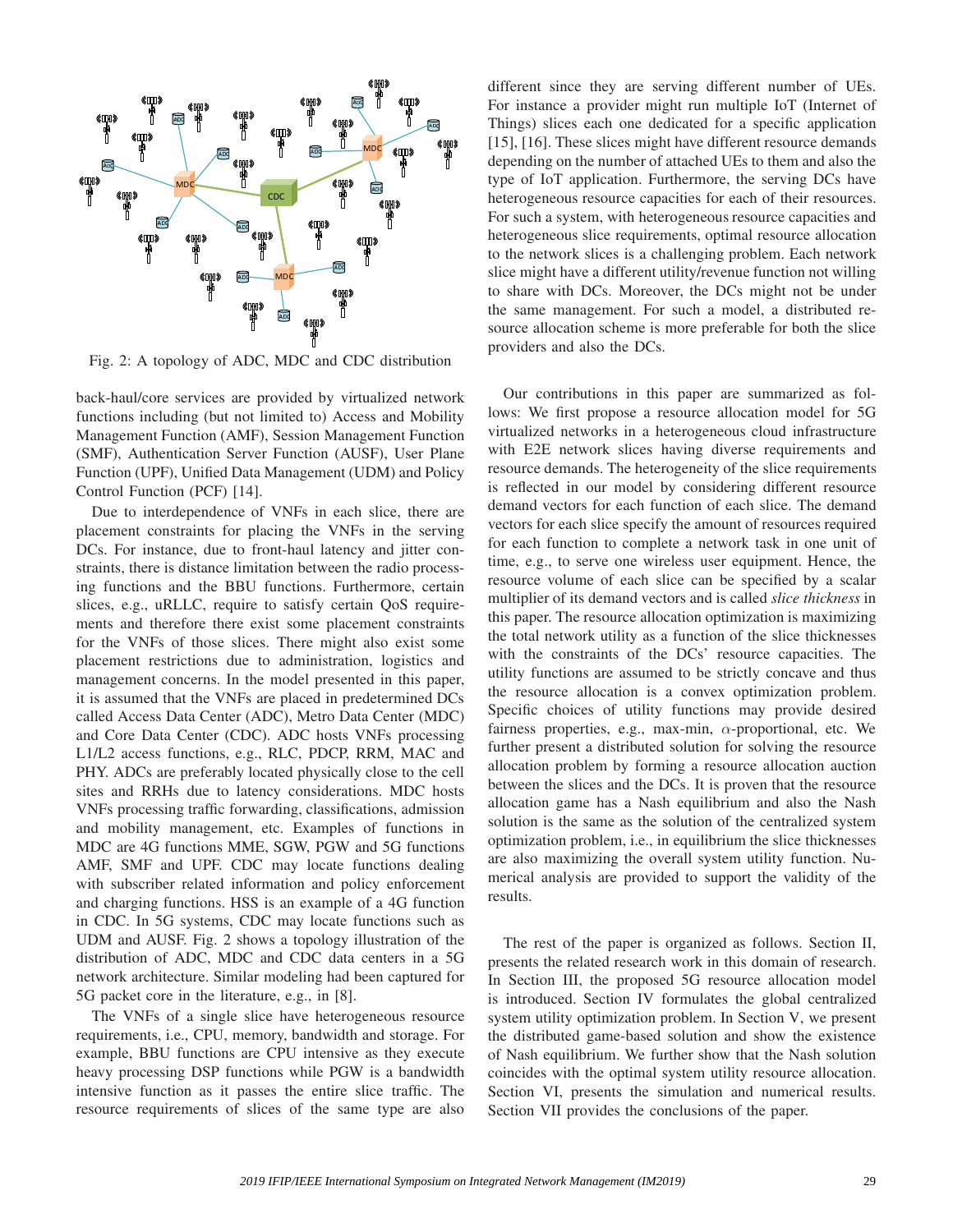Fig. 2: A topology of ADC, MDC and CDC distribution

back-haul/core services are provided by virtualized network functions including (but not limited to) Access and Mobility Management Function (AMF), Session Management Function (SMF), Authentication Server Function (AUSF), User Plane Function (UPF), Unified Data Management (UDM) and Policy Control Function (PCF) [14].

Due to interdependence of VNFs in each slice, there are placement constraints for placing the VNFs in the serving DCs. For instance, due to front-haul latency and jitter constraints, there is distance limitation between the radio processing functions and the BBU functions. Furthermore, certain slices, e.g., uRLLC, require to satisfy certain QoS requirements and therefore there exist some placement constraints for the VNFs of those slices. There might also exist some placement restrictions due to administration, logistics and management concerns. In the model presented in this paper, it is assumed that the VNFs are placed in predetermined DCs called Access Data Center (ADC), Metro Data Center (MDC) and Core Data Center (CDC). ADC hosts VNFs processing L1/L2 access functions, e.g., RLC, PDCP, RRM, MAC and PHY. ADCs are preferably located physically close to the cell sites and RRHs due to latency considerations. MDC hosts VNFs processing traffic forwarding, classifications, admission and mobility management, etc. Examples of functions in MDC are 4G functions MME, SGW, PGW and 5G functions AMF, SMF and UPF. CDC may locate functions dealing with subscriber related information and policy enforcement and charging functions. HSS is an example of a 4G function in CDC. In 5G systems, CDC may locate functions such as UDM and AUSF. Fig. 2 shows a topology illustration of the distribution of ADC, MDC and CDC data centers in a 5G network architecture. Similar modeling had been captured for 5G packet core in the literature, e.g., in [8].

The VNFs of a single slice have heterogeneous resource requirements, i.e., CPU, memory, bandwidth and storage. For example, BBU functions are CPU intensive as they execute heavy processing DSP functions while PGW is a bandwidth intensive function as it passes the entire slice traffic. The resource requirements of slices of the same type are also different since they are serving different number of UEs. For instance a provider might run multiple IoT (Internet of Things) slices each one dedicated for a specific application [15], [16]. These slices might have different resource demands depending on the number of attached UEs to them and also the type of IoT application. Furthermore, the serving DCs have heterogeneous resource capacities for each of their resources. For such a system, with heterogeneous resource capacities and heterogeneous slice requirements, optimal resource allocation to the network slices is a challenging problem. Each network slice might have a different utility/revenue function not willing to share with DCs. Moreover, the DCs might not be under the same management. For such a model, a distributed resource allocation scheme is more preferable for both the slice providers and also the DCs.

Our contributions in this paper are summarized as follows: We first propose a resource allocation model for 5G virtualized networks in a heterogeneous cloud infrastructure with E2E network slices having diverse requirements and resource demands. The heterogeneity of the slice requirements is reflected in our model by considering different resource demand vectors for each function of each slice. The demand vectors for each slice specify the amount of resources required for each function to complete a network task in one unit of time, e.g., to serve one wireless user equipment. Hence, the resource volume of each slice can be specified by a scalar multiplier of its demand vectors and is called *slice thickness* in this paper. The resource allocation optimization is maximizing the total network utility as a function of the slice thicknesses with the constraints of the DCs' resource capacities. The utility functions are assumed to be strictly concave and thus the resource allocation is a convex optimization problem. Specific choices of utility functions may provide desired fairness properties, e.g., max-min, $\alpha$-proportional, etc. We further present a distributed solution for solving the resource allocation problem by forming a resource allocation auction between the slices and the DCs. It is proven that the resource allocation game has a Nash equilibrium and also the Nash solution is the same as the solution of the centralized system optimization problem, i.e., in equilibrium the slice thicknesses are also maximizing the overall system utility function. Numerical analysis are provided to support the validity of the results.

The rest of the paper is organized as follows. Section II, presents the related research work in this domain of research. In Section III, the proposed 5G resource allocation model is introduced. Section IV formulates the global centralized system utility optimization problem. In Section V, we present the distributed game-based solution and show the existence of Nash equilibrium. We further show that the Nash solution coincides with the optimal system utility resource allocation. Section VI, presents the simulation and numerical results. Section VII provides the conclusions of the paper.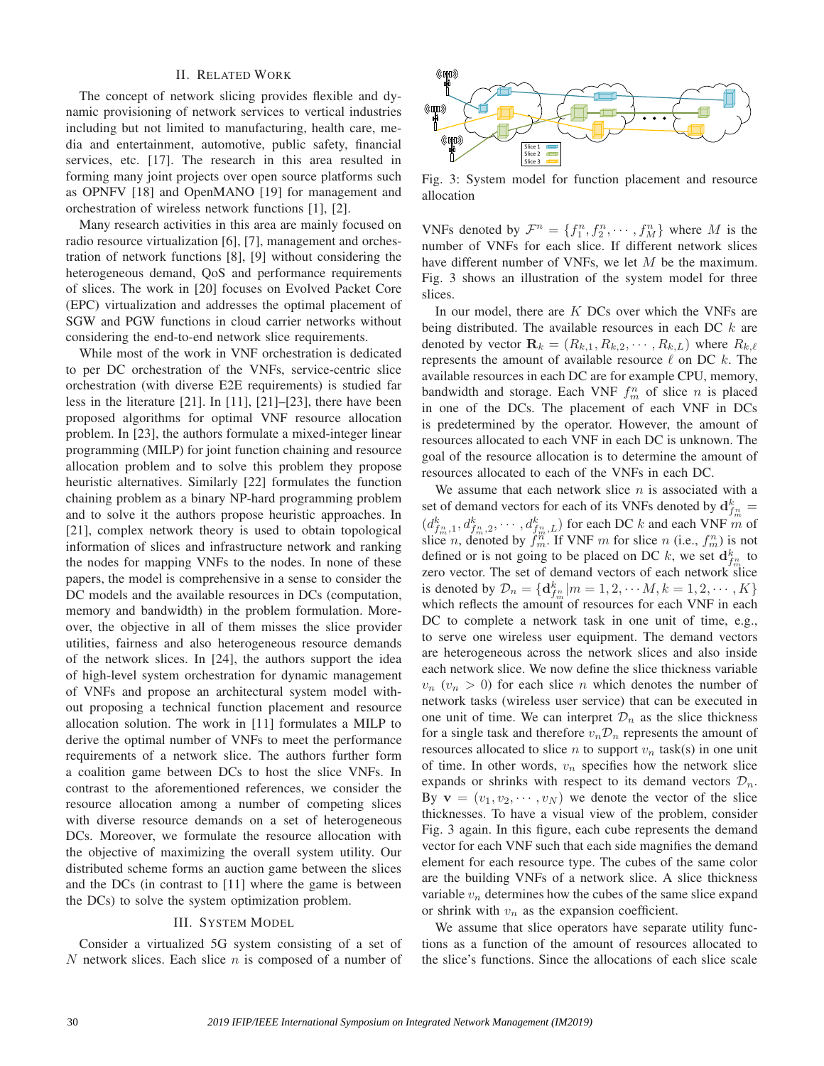## II. Related Work

The concept of network slicing provides flexible and dynamic provisioning of network services to vertical industries including but not limited to manufacturing, health care, media and entertainment, automotive, public safety, financial services, etc. [17]. The research in this area resulted in forming many joint projects over open source platforms such as OPNFV [18] and OpenMANO [19] for management and orchestration of wireless network functions [1], [2].

Many research activities in this area are mainly focused on radio resource virtualization [6], [7], management and orchestration of network functions [8], [9] without considering the heterogeneous demand, QoS and performance requirements of slices. The work in [20] focuses on Evolved Packet Core (EPC) virtualization and addresses the optimal placement of SGW and PGW functions in cloud carrier networks without considering the end-to-end network slice requirements.

While most of the work in VNF orchestration is dedicated to per DC orchestration of the VNFs, service-centric slice orchestration (with diverse E2E requirements) is studied far less in the literature [21]. In [11], [21]–[23], there have been proposed algorithms for optimal VNF resource allocation problem. In [23], the authors formulate a mixed-integer linear programming (MILP) for joint function chaining and resource allocation problem and to solve this problem they propose heuristic alternatives. Similarly [22] formulates the function chaining problem as a binary NP-hard programming problem and to solve it the authors propose heuristic approaches. In [21], complex network theory is used to obtain topological information of slices and infrastructure network and ranking the nodes for mapping VNFs to the nodes. In none of these papers, the model is comprehensive in a sense to consider the DC models and the available resources in DCs (computation, memory and bandwidth) in the problem formulation. Moreover, the objective in all of them misses the slice provider utilities, fairness and also heterogeneous resource demands of the network slices. In [24], the authors support the idea of high-level system orchestration for dynamic management of VNFs and propose an architectural system model without proposing a technical function placement and resource allocation solution. The work in [11] formulates a MILP to derive the optimal number of VNFs to meet the performance requirements of a network slice. The authors further form a coalition game between DCs to host the slice VNFs. In contrast to the aforementioned references, we consider the resource allocation among a number of competing slices with diverse resource demands on a set of heterogeneous DCs. Moreover, we formulate the resource allocation with the objective of maximizing the overall system utility. Our distributed scheme forms an auction game between the slices and the DCs (in contrast to [11] where the game is between the DCs) to solve the system optimization problem.

## III. System Model

Consider a virtualized 5G system consisting of a set of $N$ network slices. Each slice $n$ is composed of a number of VNFs denoted by $\mathcal{F}^n = \{f_1^n, f_2^n, \cdots, f_M^n\}$ where $M$ is the number of VNFs for each slice. If different network slices have different number of VNFs, we let $M$ be the maximum. Fig. 3 shows an illustration of the system model for three slices.

Fig. 3: System model for function placement and resource allocation

In our model, there are $K$ DCs over which the VNFs are being distributed. The available resources in each DC $k$ are denoted by vector $\mathbf{R}_k = (R_{k,1}, R_{k,2}, \cdots, R_{k,L})$ where $R_{k,\ell}$ represents the amount of available resource $\ell$ on DC $k$. The available resources in each DC are for example CPU, memory, bandwidth and storage. Each VNF $f_m^n$ of slice $n$ is placed in one of the DCs. The placement of each VNF in DCs is predetermined by the operator. However, the amount of resources allocated to each VNF in each DC is unknown. The goal of the resource allocation is to determine the amount of resources allocated to each of the VNFs in each DC.

We assume that each network slice $n$ is associated with a set of demand vectors for each of its VNFs denoted by $\mathbf{d}_{f_m^n}^k = (d_{f_m^n,1}^k, d_{f_m^n,2}^k, \cdots, d_{f_m^n,L}^k)$ for each DC $k$ and each VNF $m$ of slice $n$, denoted by $f_m^n$. If VNF $m$ for slice $n$ (i.e., $f_m^n$) is not defined or is not going to be placed on DC $k$, we set $\mathbf{d}_{f_m^n}^k$ to zero vector. The set of demand vectors of each network slice is denoted by $\mathcal{D}_n = \{\mathbf{d}_{f_m^n}^k | m = 1, 2, \cdots M, k = 1, 2, \cdots, K\}$ which reflects the amount of resources for each VNF in each DC to complete a network task in one unit of time, e.g., to serve one wireless user equipment. The demand vectors are heterogeneous across the network slices and also inside each network slice. We now define the slice thickness variable $v_n$ ($v_n > 0$) for each slice $n$ which denotes the number of network tasks (wireless user service) that can be executed in one unit of time. We can interpret $\mathcal{D}_n$ as the slice thickness for a single task and therefore $v_n \mathcal{D}_n$ represents the amount of resources allocated to slice $n$ to support $v_n$ task(s) in one unit of time. In other words, $v_n$ specifies how the network slice expands or shrinks with respect to its demand vectors $\mathcal{D}_n$. By $\mathbf{v} = (v_1, v_2, \cdots, v_N)$ we denote the vector of the slice thicknesses. To have a visual view of the problem, consider Fig. 3 again. In this figure, each cube represents the demand vector for each VNF such that each side magnifies the demand element for each resource type. The cubes of the same color are the building VNFs of a network slice. A slice thickness variable $v_n$ determines how the cubes of the same slice expand or shrink with $v_n$ as the expansion coefficient.

We assume that slice operators have separate utility functions as a function of the amount of resources allocated to the slice's functions. Since the allocations of each slice scale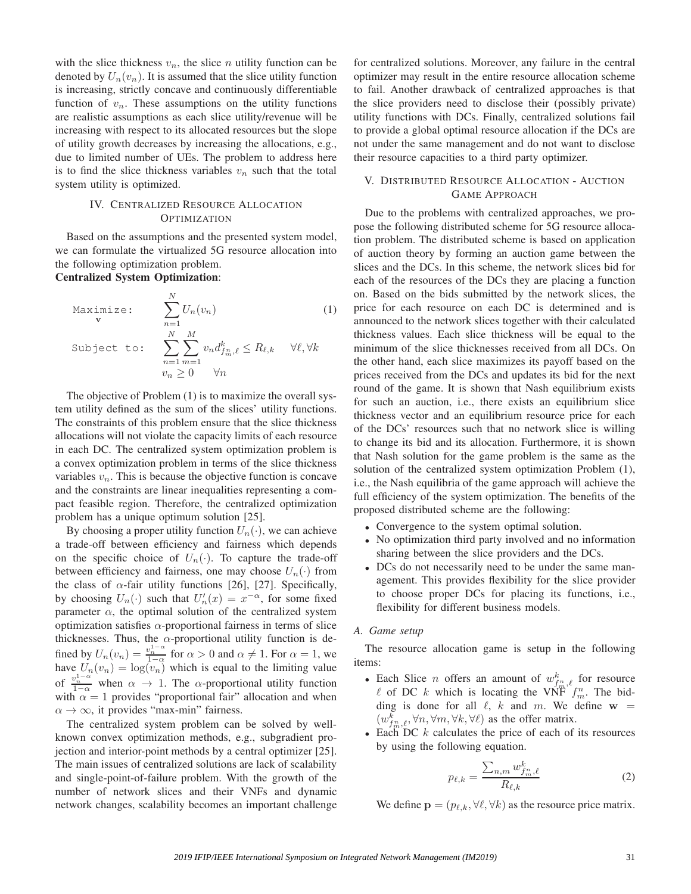with the slice thickness $v_n$, the slice $n$ utility function can be denoted by $U_n(v_n)$. It is assumed that the slice utility function is increasing, strictly concave and continuously differentiable function of $v_n$. These assumptions on the utility functions are realistic assumptions as each slice utility/revenue will be increasing with respect to its allocated resources but the slope of utility growth decreases by increasing the allocations, e.g., due to limited number of UEs. The problem to address here is to find the slice thickness variables $v_n$ such that the total system utility is optimized.

## IV. Centralized Resource Allocation Optimization

Based on the assumptions and the presented system model, we can formulate the virtualized 5G resource allocation into the following optimization problem.

**Centralized System Optimization**:

$$\begin{aligned} \underset{\mathbf{v}}{\texttt{Maximize:}} \quad & \sum_{n=1}^{N} U_n(v_n) \qquad (1) \\ \texttt{Subject to:} \quad & \sum_{n=1}^{N}\sum_{m=1}^{M} v_n d^k_{f^n_m,\ell} \le R_{\ell,k} \quad \forall \ell, \forall k \\ & v_n \ge 0 \quad \forall n \end{aligned}$$

The objective of Problem (1) is to maximize the overall system utility defined as the sum of the slices' utility functions. The constraints of this problem ensure that the slice thickness allocations will not violate the capacity limits of each resource in each DC. The centralized system optimization problem is a convex optimization problem in terms of the slice thickness variables $v_n$. This is because the objective function is concave and the constraints are linear inequalities representing a compact feasible region. Therefore, the centralized optimization problem has a unique optimum solution [25].

By choosing a proper utility function $U_n(\cdot)$, we can achieve a trade-off between efficiency and fairness which depends on the specific choice of $U_n(\cdot)$. To capture the trade-off between efficiency and fairness, one may choose $U_n(\cdot)$ from the class of $\alpha$-fair utility functions [26], [27]. Specifically, by choosing $U_n(\cdot)$ such that $U_n'(x) = x^{-\alpha}$, for some fixed parameter $\alpha$, the optimal solution of the centralized system optimization satisfies $\alpha$-proportional fairness in terms of slice thicknesses. Thus, the $\alpha$-proportional utility function is defined by $U_n(v_n) = \frac{v_n^{1-\alpha}}{1-\alpha}$ for $\alpha > 0$ and $\alpha \neq 1$. For $\alpha = 1$, we have $U_n(v_n) = \log(v_n)$ which is equal to the limiting value of $\frac{v_n^{1-\alpha}}{1-\alpha}$ when $\alpha \to 1$. The $\alpha$-proportional utility function with $\alpha = 1$ provides "proportional fair" allocation and when $\alpha \to \infty$, it provides "max-min" fairness.

The centralized system problem can be solved by well-known convex optimization methods, e.g., subgradient projection and interior-point methods by a central optimizer [25]. The main issues of centralized solutions are lack of scalability and single-point-of-failure problem. With the growth of the number of network slices and their VNFs and dynamic network changes, scalability becomes an important challenge for centralized solutions. Moreover, any failure in the central optimizer may result in the entire resource allocation scheme to fail. Another drawback of centralized approaches is that the slice providers need to disclose their (possibly private) utility functions with DCs. Finally, centralized solutions fail to provide a global optimal resource allocation if the DCs are not under the same management and do not want to disclose their resource capacities to a third party optimizer.

## V. Distributed Resource Allocation - Auction Game Approach

Due to the problems with centralized approaches, we propose the following distributed scheme for 5G resource allocation problem. The distributed scheme is based on application of auction theory by forming an auction game between the slices and the DCs. In this scheme, the network slices bid for each of the resources of the DCs they are placing a function on. Based on the bids submitted by the network slices, the price for each resource on each DC is determined and is announced to the network slices together with their calculated thickness values. Each slice thickness will be equal to the minimum of the slice thicknesses received from all DCs. On the other hand, each slice maximizes its payoff based on the prices received from the DCs and updates its bid for the next round of the game. It is shown that Nash equilibrium exists for such an auction, i.e., there exists an equilibrium slice thickness vector and an equilibrium resource price for each of the DCs' resources such that no network slice is willing to change its bid and its allocation. Furthermore, it is shown that Nash solution for the game problem is the same as the solution of the centralized system optimization Problem (1), i.e., the Nash equilibria of the game approach will achieve the full efficiency of the system optimization. The benefits of the proposed distributed scheme are the following:

- Convergence to the system optimal solution.
- No optimization third party involved and no information sharing between the slice providers and the DCs.
- DCs do not necessarily need to be under the same management. This provides flexibility for the slice provider to choose proper DCs for placing its functions, i.e., flexibility for different business models.

### A. Game setup

The resource allocation game is setup in the following items:

- Each Slice $n$ offers an amount of $w^k_{f^n_m,\ell}$ for resource $\ell$ of DC $k$ which is locating the VNF $f^n_m$. The bidding is done for all $\ell$, $k$ and $m$. We define $\mathbf{w} = (w^k_{f^n_m,\ell}, \forall n, \forall m, \forall k, \forall \ell)$ as the offer matrix.
- Each DC $k$ calculates the price of each of its resources by using the following equation.

$$p_{\ell,k} = \frac{\sum_{n,m} w^k_{f^n_m,\ell}}{R_{\ell,k}} \qquad (2)$$

We define $\mathbf{p} = (p_{\ell,k}, \forall \ell, \forall k)$ as the resource price matrix.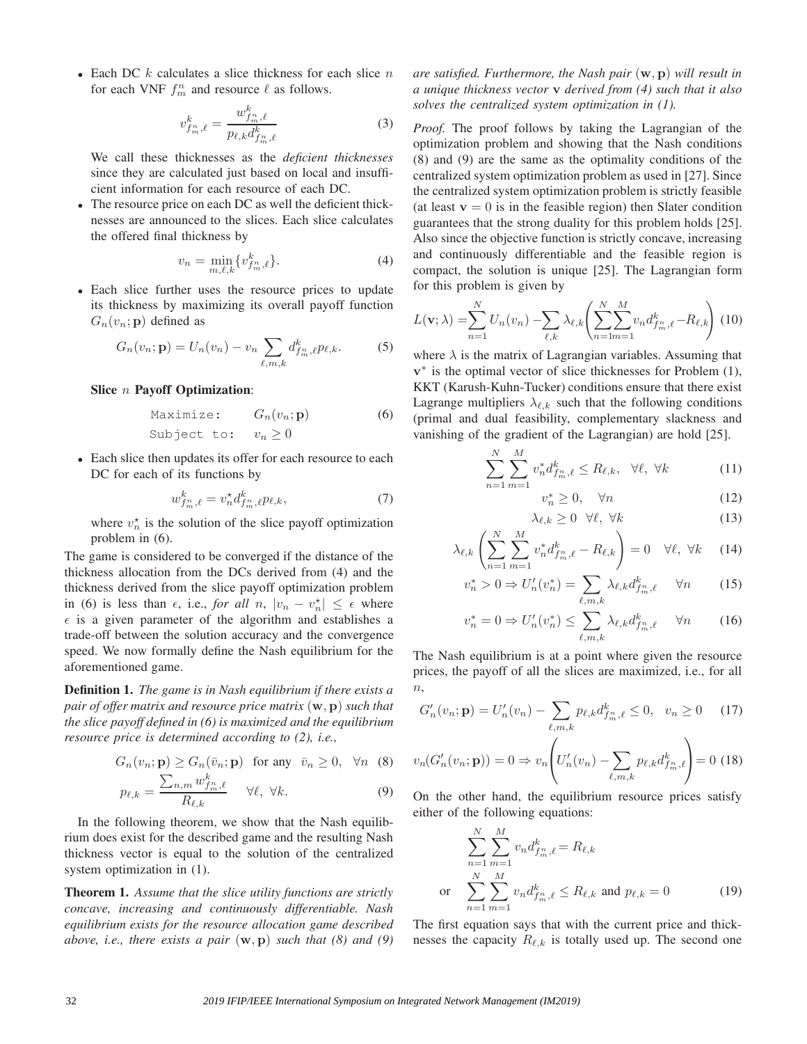- Each DC $k$ calculates a slice thickness for each slice $n$ for each VNF $f_m^n$ and resource $\ell$ as follows.

$$v^k_{f^n_m,\ell} = \frac{w^k_{f^n_m,\ell}}{p_{\ell,k} d^k_{f^n_m,\ell}} \tag{3}$$

We call these thicknesses as the *deficient thicknesses* since they are calculated just based on local and insufficient information for each resource of each DC.

- The resource price on each DC as well the deficient thicknesses are announced to the slices. Each slice calculates the offered final thickness by

$$v_n = \min_{m,\ell,k} \{v^k_{f^n_m,\ell}\}. \tag{4}$$

- Each slice further uses the resource prices to update its thickness by maximizing its overall payoff function $G_n(v_n; \mathbf{p})$ defined as

$$G_n(v_n; \mathbf{p}) = U_n(v_n) - v_n \sum_{\ell,m,k} d^k_{f^n_m,\ell} p_{\ell,k}. \tag{5}$$

**Slice $n$ Payoff Optimization**:

$$\begin{aligned} &\texttt{Maximize:} \quad G_n(v_n; \mathbf{p}) \\ &\texttt{Subject to:} \quad v_n \geq 0 \end{aligned} \tag{6}$$

- Each slice then updates its offer for each resource to each DC for each of its functions by

$$w^k_{f^n_m,\ell} = v^\star_n d^k_{f^n_m,\ell} p_{\ell,k}, \tag{7}$$

where $v^\star_n$ is the solution of the slice payoff optimization problem in (6).

The game is considered to be converged if the distance of the thickness allocation from the DCs derived from (4) and the thickness derived from the slice payoff optimization problem in (6) is less than $\epsilon$, i.e., *for all* $n$, $|v_n - v^\star_n| \leq \epsilon$ where $\epsilon$ is a given parameter of the algorithm and establishes a trade-off between the solution accuracy and the convergence speed. We now formally define the Nash equilibrium for the aforementioned game.

**Definition 1.** *The game is in Nash equilibrium if there exists a pair of offer matrix and resource price matrix* $(\mathbf{w}, \mathbf{p})$ *such that the slice payoff defined in (6) is maximized and the equilibrium resource price is determined according to (2), i.e.,*

$$G_n(v_n; \mathbf{p}) \geq G_n(\bar{v}_n; \mathbf{p}) \quad \text{for any} \quad \bar{v}_n \geq 0, \quad \forall n \tag{8}$$

$$p_{\ell,k} = \frac{\sum_{n,m} w^k_{f^n_m,\ell}}{R_{\ell,k}} \quad \forall \ell, \ \forall k. \tag{9}$$

In the following theorem, we show that the Nash equilibrium does exist for the described game and the resulting Nash thickness vector is equal to the solution of the centralized system optimization in (1).

**Theorem 1.** *Assume that the slice utility functions are strictly concave, increasing and continuously differentiable. Nash equilibrium exists for the resource allocation game described above, i.e., there exists a pair* $(\mathbf{w}, \mathbf{p})$ *such that (8) and (9) are satisfied. Furthermore, the Nash pair* $(\mathbf{w}, \mathbf{p})$ *will result in a unique thickness vector* $\mathbf{v}$ *derived from (4) such that it also solves the centralized system optimization in (1).*

*Proof.* The proof follows by taking the Lagrangian of the optimization problem and showing that the Nash conditions (8) and (9) are the same as the optimality conditions of the centralized system optimization problem as used in [27]. Since the centralized system optimization problem is strictly feasible (at least $\mathbf{v} = 0$ is in the feasible region) then Slater condition guarantees that the strong duality for this problem holds [25]. Also since the objective function is strictly concave, increasing and continuously differentiable and the feasible region is compact, the solution is unique [25]. The Lagrangian form for this problem is given by

$$L(\mathbf{v}; \lambda) = \sum_{n=1}^{N} U_n(v_n) - \sum_{\ell,k} \lambda_{\ell,k} \left( \sum_{n=1}^{N} \sum_{m=1}^{M} v_n d^k_{f^n_m,\ell} - R_{\ell,k} \right) \tag{10}$$

where $\lambda$ is the matrix of Lagrangian variables. Assuming that $\mathbf{v}^*$ is the optimal vector of slice thicknesses for Problem (1), KKT (Karush-Kuhn-Tucker) conditions ensure that there exist Lagrange multipliers $\lambda_{\ell,k}$ such that the following conditions (primal and dual feasibility, complementary slackness and vanishing of the gradient of the Lagrangian) are hold [25].

$$\sum_{n=1}^{N} \sum_{m=1}^{M} v^*_n d^k_{f^n_m,\ell} \leq R_{\ell,k}, \quad \forall \ell, \ \forall k \tag{11}$$

$$v^*_n \geq 0, \quad \forall n \tag{12}$$

$$\lambda_{\ell,k} \geq 0 \quad \forall \ell, \ \forall k \tag{13}$$

$$\lambda_{\ell,k} \left( \sum_{n=1}^{N} \sum_{m=1}^{M} v^*_n d^k_{f^n_m,\ell} - R_{\ell,k} \right) = 0 \quad \forall \ell, \ \forall k \tag{14}$$

$$v^*_n > 0 \Rightarrow U'_n(v^*_n) = \sum_{\ell,m,k} \lambda_{\ell,k} d^k_{f^n_m,\ell} \quad \forall n \tag{15}$$

$$v^*_n = 0 \Rightarrow U'_n(v^*_n) \leq \sum_{\ell,m,k} \lambda_{\ell,k} d^k_{f^n_m,\ell} \quad \forall n \tag{16}$$

The Nash equilibrium is at a point where given the resource prices, the payoff of all the slices are maximized, i.e., for all $n$,

$$G'_n(v_n; \mathbf{p}) = U'_n(v_n) - \sum_{\ell,m,k} p_{\ell,k} d^k_{f^n_m,\ell} \leq 0, \quad v_n \geq 0 \tag{17}$$

$$v_n(G'_n(v_n; \mathbf{p})) = 0 \Rightarrow v_n \left( U'_n(v_n) - \sum_{\ell,m,k} p_{\ell,k} d^k_{f^n_m,\ell} \right) = 0 \tag{18}$$

On the other hand, the equilibrium resource prices satisfy either of the following equations:

$$\begin{aligned} &\sum_{n=1}^{N} \sum_{m=1}^{M} v_n d^k_{f^n_m,\ell} = R_{\ell,k} \\ \text{or} \quad &\sum_{n=1}^{N} \sum_{m=1}^{M} v_n d^k_{f^n_m,\ell} \leq R_{\ell,k} \text{ and } p_{\ell,k} = 0 \end{aligned} \tag{19}$$

The first equation says that with the current price and thicknesses the capacity $R_{\ell,k}$ is totally used up. The second one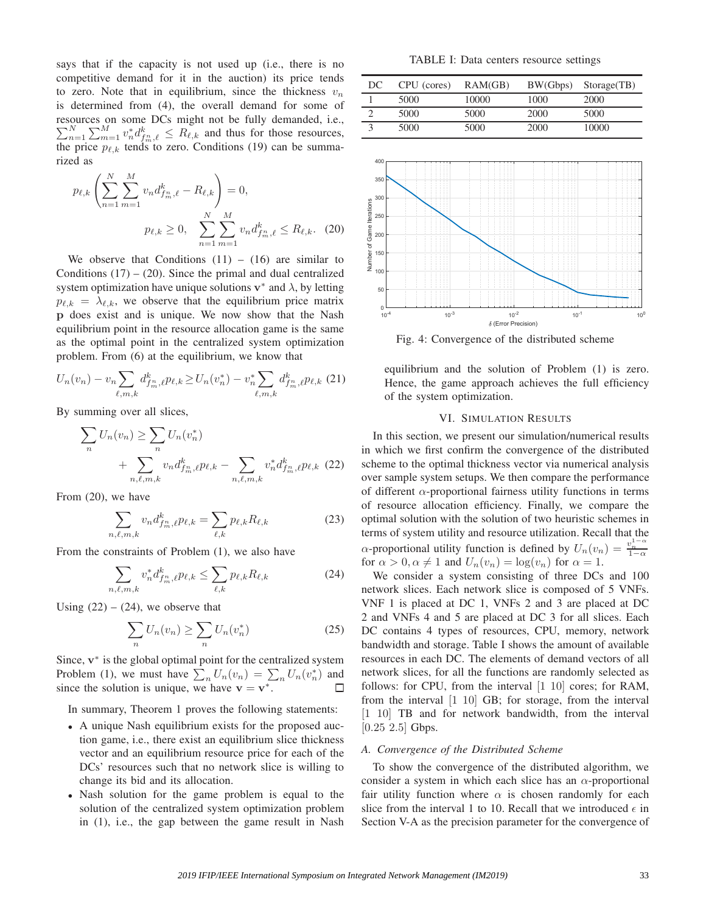says that if the capacity is not used up (i.e., there is no competitive demand for it in the auction) its price tends to zero. Note that in equilibrium, since the thickness $v_n$ is determined from (4), the overall demand for some of resources on some DCs might not be fully demanded, i.e., $\sum_{n=1}^{N}\sum_{m=1}^{M} v_n^* d_{f_m^n,\ell}^k \leq R_{\ell,k}$ and thus for those resources, the price $p_{\ell,k}$ tends to zero. Conditions (19) can be summarized as

$$p_{\ell,k}\left(\sum_{n=1}^{N}\sum_{m=1}^{M} v_n d_{f_m^n,\ell}^k - R_{\ell,k}\right) = 0,$$

$$p_{\ell,k} \geq 0, \quad \sum_{n=1}^{N}\sum_{m=1}^{M} v_n d_{f_m^n,\ell}^k \leq R_{\ell,k}. \quad (20)$$

We observe that Conditions (11) – (16) are similar to Conditions (17) – (20). Since the primal and dual centralized system optimization have unique solutions $\mathbf{v}^*$ and $\lambda$, by letting $p_{\ell,k} = \lambda_{\ell,k}$, we observe that the equilibrium price matrix $\mathbf{p}$ does exist and is unique. We now show that the Nash equilibrium point in the resource allocation game is the same as the optimal point in the centralized system optimization problem. From (6) at the equilibrium, we know that

$$U_n(v_n) - v_n \sum_{\ell,m,k} d_{f_m^n,\ell}^k p_{\ell,k} \geq U_n(v_n^*) - v_n^* \sum_{\ell,m,k} d_{f_m^n,\ell}^k p_{\ell,k} \quad (21)$$

By summing over all slices,

$$\sum_n U_n(v_n) \geq \sum_n U_n(v_n^*) + \sum_{n,\ell,m,k} v_n d_{f_m^n,\ell}^k p_{\ell,k} - \sum_{n,\ell,m,k} v_n^* d_{f_m^n,\ell}^k p_{\ell,k} \quad (22)$$

From (20), we have

$$\sum_{n,\ell,m,k} v_n d_{f_m^n,\ell}^k p_{\ell,k} = \sum_{\ell,k} p_{\ell,k} R_{\ell,k} \quad (23)$$

From the constraints of Problem (1), we also have

$$\sum_{n,\ell,m,k} v_n^* d_{f_m^n,\ell}^k p_{\ell,k} \leq \sum_{\ell,k} p_{\ell,k} R_{\ell,k} \quad (24)$$

Using (22) – (24), we observe that

$$\sum_n U_n(v_n) \geq \sum_n U_n(v_n^*) \quad (25)$$

Since, $\mathbf{v}^*$ is the global optimal point for the centralized system Problem (1), we must have $\sum_n U_n(v_n) = \sum_n U_n(v_n^*)$ and since the solution is unique, we have $\mathbf{v} = \mathbf{v}^*$. □

In summary, Theorem 1 proves the following statements:

- A unique Nash equilibrium exists for the proposed auction game, i.e., there exist an equilibrium slice thickness vector and an equilibrium resource price for each of the DCs' resources such that no network slice is willing to change its bid and its allocation.
- Nash solution for the game problem is equal to the solution of the centralized system optimization problem in (1), i.e., the gap between the game result in Nash equilibrium and the solution of Problem (1) is zero. Hence, the game approach achieves the full efficiency of the system optimization.

TABLE I: Data centers resource settings

| DC | CPU (cores) | RAM(GB) | BW(Gbps) | Storage(TB) |
|---|---|---|---|---|
| 1 | 5000 | 10000 | 1000 | 2000 |
| 2 | 5000 | 5000 | 2000 | 5000 |
| 3 | 5000 | 5000 | 2000 | 10000 |

Fig. 4: Convergence of the distributed scheme

## VI. Simulation Results

In this section, we present our simulation/numerical results in which we first confirm the convergence of the distributed scheme to the optimal thickness vector via numerical analysis over sample system setups. We then compare the performance of different $\alpha$-proportional fairness utility functions in terms of resource allocation efficiency. Finally, we compare the optimal solution with the solution of two heuristic schemes in terms of system utility and resource utilization. Recall that the $\alpha$-proportional utility function is defined by $U_n(v_n) = \frac{v_n^{1-\alpha}}{1-\alpha}$ for $\alpha > 0, \alpha \neq 1$ and $U_n(v_n) = \log(v_n)$ for $\alpha = 1$.

We consider a system consisting of three DCs and 100 network slices. Each network slice is composed of 5 VNFs. VNF 1 is placed at DC 1, VNFs 2 and 3 are placed at DC 2 and VNFs 4 and 5 are placed at DC 3 for all slices. Each DC contains 4 types of resources, CPU, memory, network bandwidth and storage. Table I shows the amount of available resources in each DC. The elements of demand vectors of all network slices, for all the functions are randomly selected as follows: for CPU, from the interval [1 10] cores; for RAM, from the interval [1 10] GB; for storage, from the interval [1 10] TB and for network bandwidth, from the interval [0.25 2.5] Gbps.

### A. Convergence of the Distributed Scheme

To show the convergence of the distributed algorithm, we consider a system in which each slice has an $\alpha$-proportional fair utility function where $\alpha$ is chosen randomly for each slice from the interval 1 to 10. Recall that we introduced $\epsilon$ in Section V-A as the precision parameter for the convergence of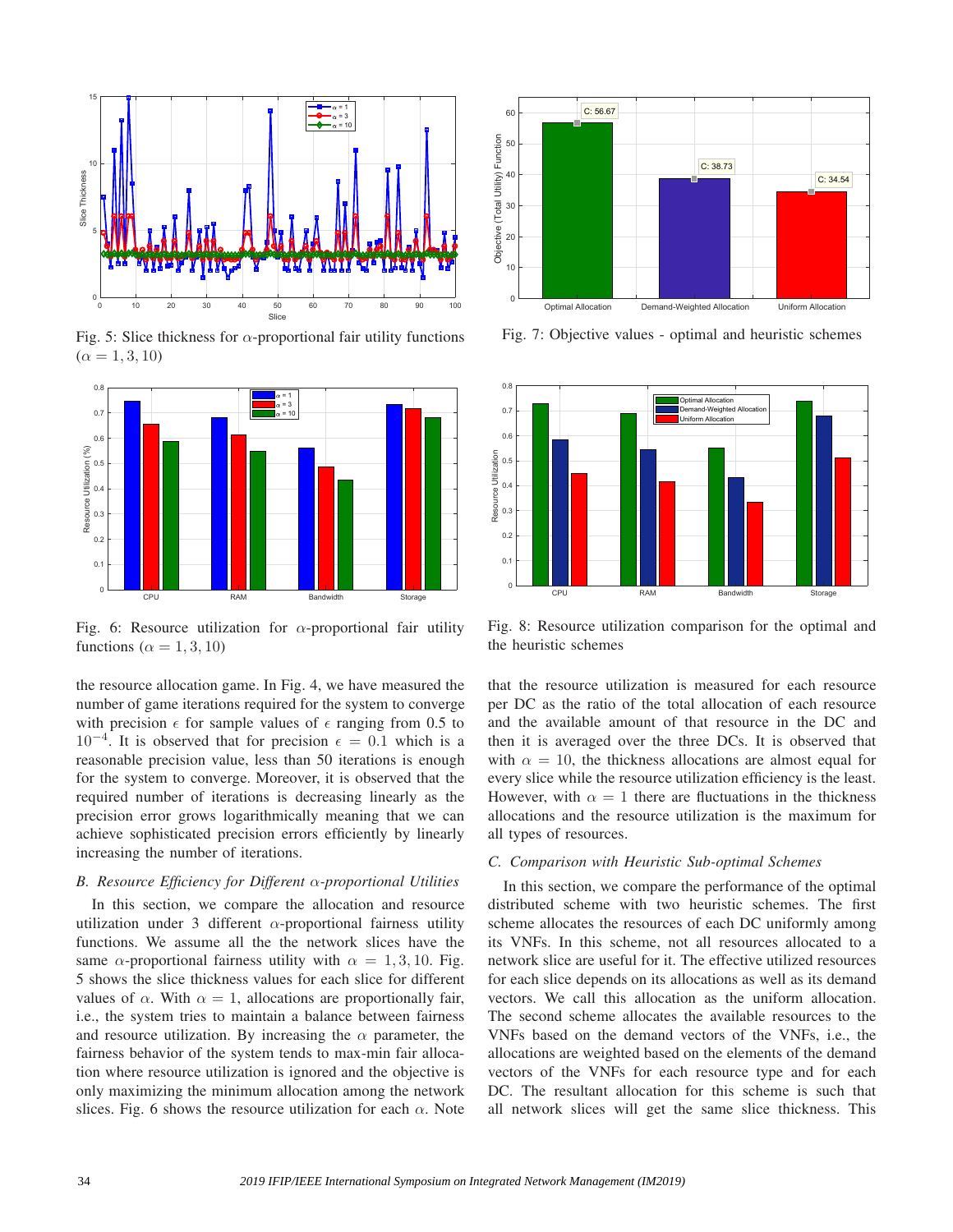Fig. 5: Slice thickness for $\alpha$-proportional fair utility functions ($\alpha = 1, 3, 10$)

Fig. 6: Resource utilization for $\alpha$-proportional fair utility functions ($\alpha = 1, 3, 10$)

Fig. 7: Objective values - optimal and heuristic schemes

Fig. 8: Resource utilization comparison for the optimal and the heuristic schemes

the resource allocation game. In Fig. 4, we have measured the number of game iterations required for the system to converge with precision $\epsilon$ for sample values of $\epsilon$ ranging from 0.5 to $10^{-4}$. It is observed that for precision $\epsilon = 0.1$ which is a reasonable precision value, less than 50 iterations is enough for the system to converge. Moreover, it is observed that the required number of iterations is decreasing linearly as the precision error grows logarithmically meaning that we can achieve sophisticated precision errors efficiently by linearly increasing the number of iterations.

### *B. Resource Efficiency for Different $\alpha$-proportional Utilities*

In this section, we compare the allocation and resource utilization under 3 different $\alpha$-proportional fairness utility functions. We assume all the the network slices have the same $\alpha$-proportional fairness utility with $\alpha = 1, 3, 10$. Fig. 5 shows the slice thickness values for each slice for different values of $\alpha$. With $\alpha = 1$, allocations are proportionally fair, i.e., the system tries to maintain a balance between fairness and resource utilization. By increasing the $\alpha$ parameter, the fairness behavior of the system tends to max-min fair allocation where resource utilization is ignored and the objective is only maximizing the minimum allocation among the network slices. Fig. 6 shows the resource utilization for each $\alpha$. Note that the resource utilization is measured for each resource per DC as the ratio of the total allocation of each resource and the available amount of that resource in the DC and then it is averaged over the three DCs. It is observed that with $\alpha = 10$, the thickness allocations are almost equal for every slice while the resource utilization efficiency is the least. However, with $\alpha = 1$ there are fluctuations in the thickness allocations and the resource utilization is the maximum for all types of resources.

### *C. Comparison with Heuristic Sub-optimal Schemes*

In this section, we compare the performance of the optimal distributed scheme with two heuristic schemes. The first scheme allocates the resources of each DC uniformly among its VNFs. In this scheme, not all resources allocated to a network slice are useful for it. The effective utilized resources for each slice depends on its allocations as well as its demand vectors. We call this allocation as the uniform allocation. The second scheme allocates the available resources to the VNFs based on the demand vectors of the VNFs, i.e., the allocations are weighted based on the elements of the demand vectors of the VNFs for each resource type and for each DC. The resultant allocation for this scheme is such that all network slices will get the same slice thickness. This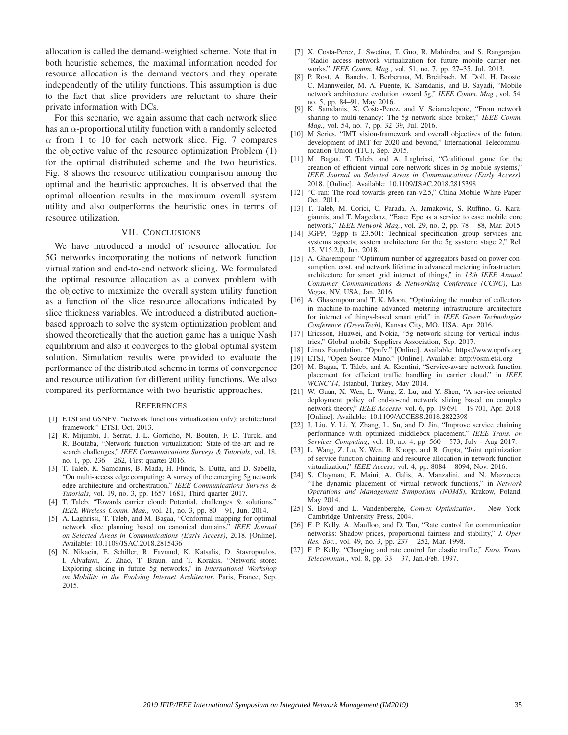allocation is called the demand-weighted scheme. Note that in both heuristic schemes, the maximal information needed for resource allocation is the demand vectors and they operate independently of the utility functions. This assumption is due to the fact that slice providers are reluctant to share their private information with DCs.

For this scenario, we again assume that each network slice has an $\alpha$-proportional utility function with a randomly selected $\alpha$ from 1 to 10 for each network slice. Fig. 7 compares the objective value of the resource optimization Problem (1) for the optimal distributed scheme and the two heuristics. Fig. 8 shows the resource utilization comparison among the optimal and the heuristic approaches. It is observed that the optimal allocation results in the maximum overall system utility and also outperforms the heuristic ones in terms of resource utilization.

## VII. Conclusions

We have introduced a model of resource allocation for 5G networks incorporating the notions of network function virtualization and end-to-end network slicing. We formulated the optimal resource allocation as a convex problem with the objective to maximize the overall system utility function as a function of the slice resource allocations indicated by slice thickness variables. We introduced a distributed auction-based approach to solve the system optimization problem and showed theoretically that the auction game has a unique Nash equilibrium and also it converges to the global optimal system solution. Simulation results were provided to evaluate the performance of the distributed scheme in terms of convergence and resource utilization for different utility functions. We also compared its performance with two heuristic approaches.

## References

[1] ETSI and GSNFV, "network functions virtualization (nfv); architectural framework," ETSI, Oct. 2013.

[2] R. Mijumbi, J. Serrat, J.-L. Gorricho, N. Bouten, F. D. Turck, and R. Boutaba, "Network function virtualization: State-of-the-art and research challenges," *IEEE Communications Surveys & Tutorials*, vol. 18, no. 1, pp. 236 – 262, First quarter 2016.

[3] T. Taleb, K. Samdanis, B. Mada, H. Flinck, S. Dutta, and D. Sabella, "On multi-access edge computing: A survey of the emerging 5g network edge architecture and orchestration," *IEEE Communications Surveys & Tutorials*, vol. 19, no. 3, pp. 1657–1681, Third quarter 2017.

[4] T. Taleb, "Towards carrier cloud: Potential, challenges & solutions," *IEEE Wireless Comm. Mag.*, vol. 21, no. 3, pp. 80 – 91, Jun. 2014.

[5] A. Laghrissi, T. Taleb, and M. Bagaa, "Conformal mapping for optimal network slice planning based on canonical domains," *IEEE Journal on Selected Areas in Communications (Early Access)*, 2018. [Online]. Available: 10.1109/JSAC.2018.2815436

[6] N. Nikaein, E. Schiller, R. Favraud, K. Katsalis, D. Stavropoulos, I. Alyafawi, Z. Zhao, T. Braun, and T. Korakis, "Network store: Exploring slicing in future 5g networks," in *International Workshop on Mobility in the Evolving Internet Architectur*, Paris, France, Sep. 2015.

[7] X. Costa-Perez, J. Swetina, T. Guo, R. Mahindra, and S. Rangarajan, "Radio access network virtualization for future mobile carrier networks," *IEEE Comm. Mag.*, vol. 51, no. 7, pp. 27–35, Jul. 2013.

[8] P. Rost, A. Banchs, I. Berberana, M. Breitbach, M. Doll, H. Droste, C. Mannweiler, M. A. Puente, K. Samdanis, and B. Sayadi, "Mobile network architecture evolution toward 5g," *IEEE Comm. Mag.*, vol. 54, no. 5, pp. 84–91, May 2016.

[9] K. Samdanis, X. Costa-Perez, and V. Sciancalepore, "From network sharing to multi-tenancy: The 5g network slice broker," *IEEE Comm. Mag.*, vol. 54, no. 7, pp. 32–39, Jul. 2016.

[10] M Series, "IMT vision-framework and overall objectives of the future development of IMT for 2020 and beyond," International Telecommunication Union (ITU), Sep. 2015.

[11] M. Bagaa, T. Taleb, and A. Laghrissi, "Coalitional game for the creation of efficient virtual core network slices in 5g mobile systems," *IEEE Journal on Selected Areas in Communications (Early Access)*, 2018. [Online]. Available: 10.1109/JSAC.2018.2815398

[12] "C-ran: The road towards green ran-v2.5," China Mobile White Paper, Oct. 2011.

[13] T. Taleb, M. Corici, C. Parada, A. Jamakovic, S. Ruffino, G. Karagiannis, and T. Magedanz, "Ease: Epc as a service to ease mobile core network," *IEEE Network Mag.*, vol. 29, no. 2, pp. 78 – 88, Mar. 2015.

[14] 3GPP, "3gpp ts 23.501: Technical specification group services and systems aspects; system architecture for the 5g system; stage 2," Rel. 15, V15.2.0, Jun. 2018.

[15] A. Ghasempour, "Optimum number of aggregators based on power consumption, cost, and network lifetime in advanced metering infrastructure architecture for smart grid internet of things," in *13th IEEE Annual Consumer Communications & Networking Conference (CCNC)*, Las Vegas, NV, USA, Jan. 2016.

[16] A. Ghasempour and T. K. Moon, "Optimizing the number of collectors in machine-to-machine advanced metering infrastructure architecture for internet of things-based smart grid," in *IEEE Green Technologies Conference (GreenTech)*, Kansas City, MO, USA, Apr. 2016.

[17] Ericsson, Huawei, and Nokia, "5g network slicing for vertical industries," Global mobile Suppliers Association, Sep. 2017.

[18] Linux Foundation, "Opnfv." [Online]. Available: https://www.opnfv.org

[19] ETSI, "Open Source Mano." [Online]. Available: http://osm.etsi.org

[20] M. Bagaa, T. Taleb, and A. Ksentini, "Service-aware network function placement for efficient traffic handling in carrier cloud," in *IEEE WCNC'14*, Istanbul, Turkey, May 2014.

[21] W. Guan, X. Wen, L. Wang, Z. Lu, and Y. Shen, "A service-oriented deployment policy of end-to-end network slicing based on complex network theory," *IEEE Accesse*, vol. 6, pp. 19 691 – 19 701, Apr. 2018. [Online]. Available: 10.1109/ACCESS.2018.2822398

[22] J. Liu, Y. Li, Y. Zhang, L. Su, and D. Jin, "Improve service chaining performance with optimized middlebox placement," *IEEE Trans. on Services Computing*, vol. 10, no. 4, pp. 560 – 573, July - Aug 2017.

[23] L. Wang, Z. Lu, X. Wen, R. Knopp, and R. Gupta, "Joint optimization of service function chaining and resource allocation in network function virtualization," *IEEE Access*, vol. 4, pp. 8084 – 8094, Nov. 2016.

[24] S. Clayman, E. Maini, A. Galis, A. Manzalini, and N. Mazzocca, "The dynamic placement of virtual network functions," in *Network Operations and Management Symposium (NOMS)*, Krakow, Poland, May 2014.

[25] S. Boyd and L. Vandenberghe, *Convex Optimization*. New York: Cambridge University Press, 2004.

[26] F. P. Kelly, A. Maulloo, and D. Tan, "Rate control for communication networks: Shadow prices, proportional fairness and stability," *J. Oper. Res. Soc.*, vol. 49, no. 3, pp. 237 – 252, Mar. 1998.

[27] F. P. Kelly, "Charging and rate control for elastic traffic," *Euro. Trans. Telecommun.*, vol. 8, pp. 33 – 37, Jan./Feb. 1997.